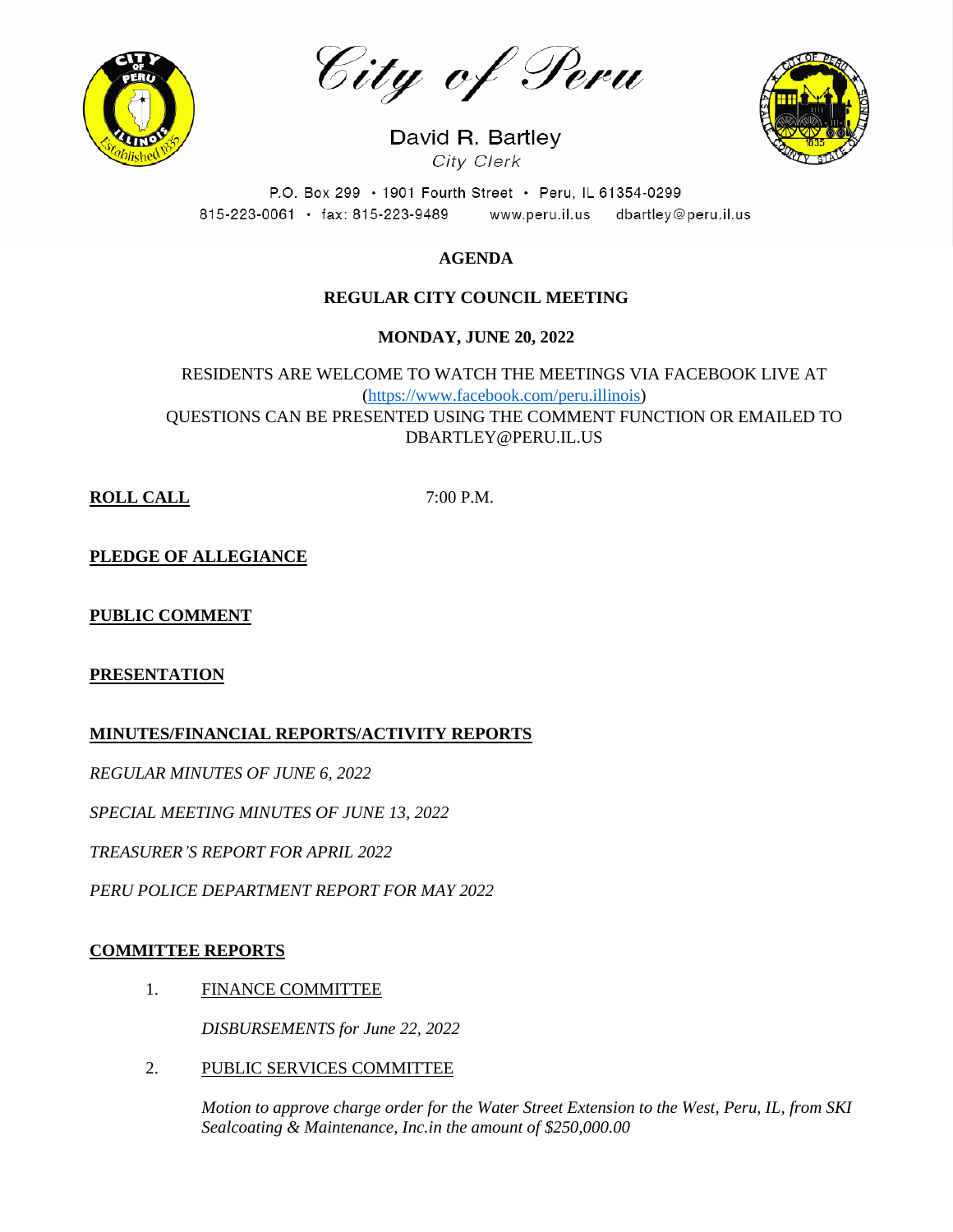# City of Peru

David R. Bartley
*City Clerk*

P.O. Box 299 • 1901 Fourth Street • Peru, IL 61354-0299
815-223-0061 • fax: 815-223-9489 www.peru.il.us dbartley@peru.il.us

## AGENDA

## REGULAR CITY COUNCIL MEETING

## MONDAY, JUNE 20, 2022

RESIDENTS ARE WELCOME TO WATCH THE MEETINGS VIA FACEBOOK LIVE AT (https://www.facebook.com/peru.illinois)
QUESTIONS CAN BE PRESENTED USING THE COMMENT FUNCTION OR EMAILED TO DBARTLEY@PERU.IL.US

**ROLL CALL** 7:00 P.M.

**PLEDGE OF ALLEGIANCE**

**PUBLIC COMMENT**

**PRESENTATION**

**MINUTES/FINANCIAL REPORTS/ACTIVITY REPORTS**

*REGULAR MINUTES OF JUNE 6, 2022*

*SPECIAL MEETING MINUTES OF JUNE 13, 2022*

*TREASURER'S REPORT FOR APRIL 2022*

*PERU POLICE DEPARTMENT REPORT FOR MAY 2022*

**COMMITTEE REPORTS**

1. FINANCE COMMITTEE

   *DISBURSEMENTS for June 22, 2022*

2. PUBLIC SERVICES COMMITTEE

   *Motion to approve charge order for the Water Street Extension to the West, Peru, IL, from SKI Sealcoating & Maintenance, Inc.in the amount of $250,000.00*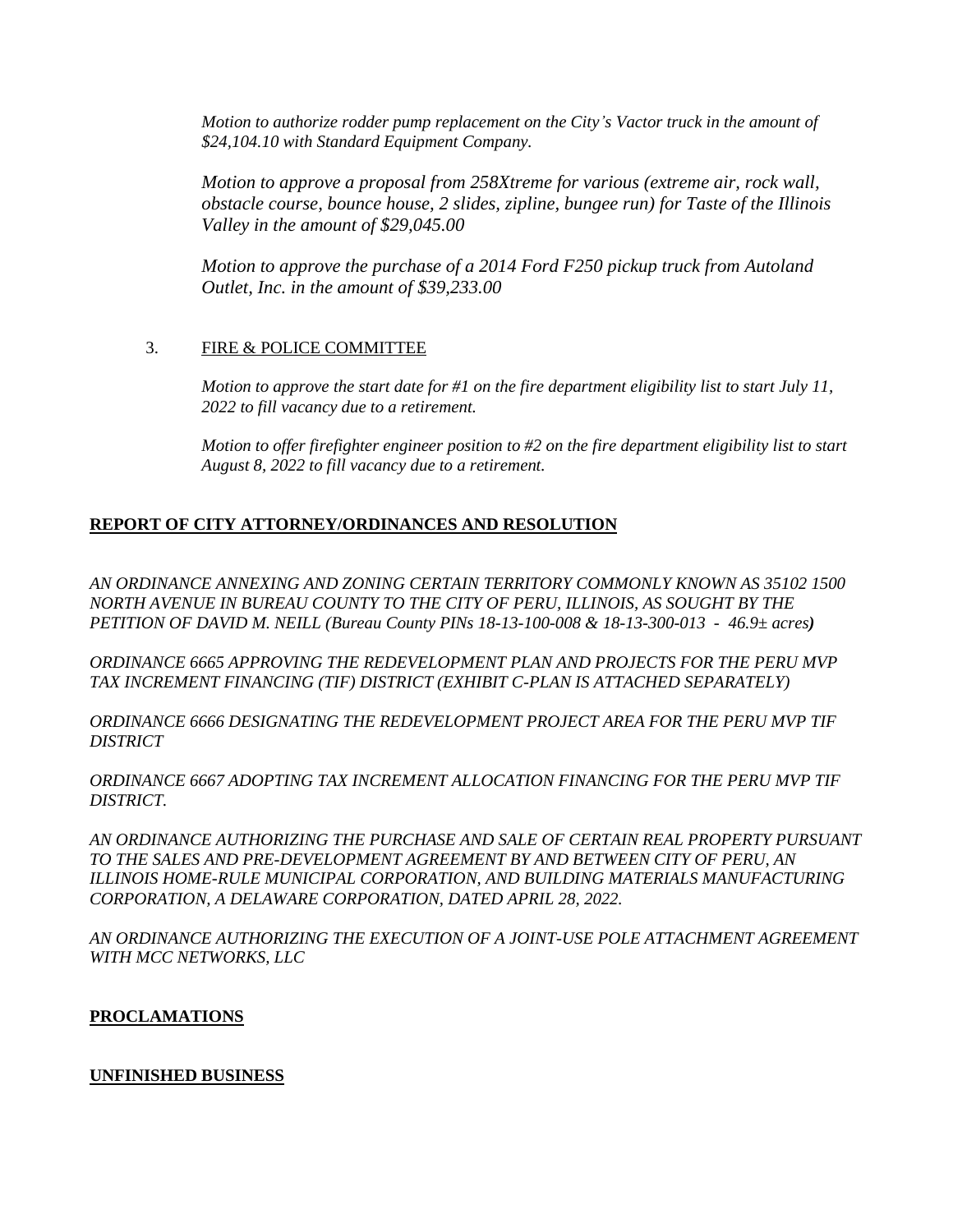*Motion to authorize rodder pump replacement on the City's Vactor truck in the amount of $24,104.10 with Standard Equipment Company.*

*Motion to approve a proposal from 258Xtreme for various (extreme air, rock wall, obstacle course, bounce house, 2 slides, zipline, bungee run) for Taste of the Illinois Valley in the amount of $29,045.00*

*Motion to approve the purchase of a 2014 Ford F250 pickup truck from Autoland Outlet, Inc. in the amount of $39,233.00*

3. FIRE & POLICE COMMITTEE

   *Motion to approve the start date for #1 on the fire department eligibility list to start July 11, 2022 to fill vacancy due to a retirement.*

   *Motion to offer firefighter engineer position to #2 on the fire department eligibility list to start August 8, 2022 to fill vacancy due to a retirement.*

## REPORT OF CITY ATTORNEY/ORDINANCES AND RESOLUTION

*AN ORDINANCE ANNEXING AND ZONING CERTAIN TERRITORY COMMONLY KNOWN AS 35102 1500 NORTH AVENUE IN BUREAU COUNTY TO THE CITY OF PERU, ILLINOIS, AS SOUGHT BY THE PETITION OF DAVID M. NEILL (Bureau County PINs 18-13-100-008 & 18-13-300-013 - 46.9± acres)*

*ORDINANCE 6665 APPROVING THE REDEVELOPMENT PLAN AND PROJECTS FOR THE PERU MVP TAX INCREMENT FINANCING (TIF) DISTRICT (EXHIBIT C-PLAN IS ATTACHED SEPARATELY)*

*ORDINANCE 6666 DESIGNATING THE REDEVELOPMENT PROJECT AREA FOR THE PERU MVP TIF DISTRICT*

*ORDINANCE 6667 ADOPTING TAX INCREMENT ALLOCATION FINANCING FOR THE PERU MVP TIF DISTRICT.*

*AN ORDINANCE AUTHORIZING THE PURCHASE AND SALE OF CERTAIN REAL PROPERTY PURSUANT TO THE SALES AND PRE-DEVELOPMENT AGREEMENT BY AND BETWEEN CITY OF PERU, AN ILLINOIS HOME-RULE MUNICIPAL CORPORATION, AND BUILDING MATERIALS MANUFACTURING CORPORATION, A DELAWARE CORPORATION, DATED APRIL 28, 2022.*

*AN ORDINANCE AUTHORIZING THE EXECUTION OF A JOINT-USE POLE ATTACHMENT AGREEMENT WITH MCC NETWORKS, LLC*

## PROCLAMATIONS

## UNFINISHED BUSINESS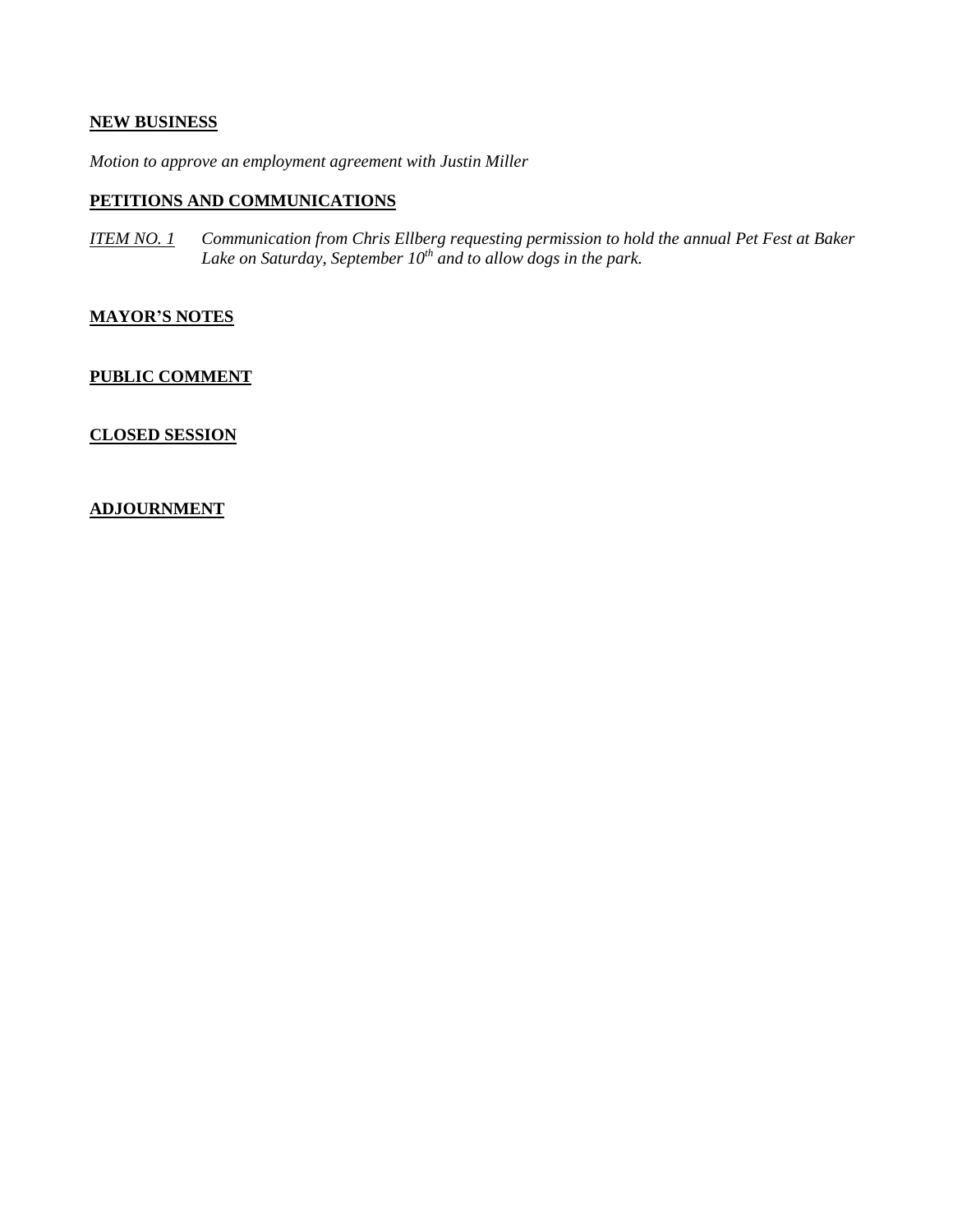**NEW BUSINESS**

*Motion to approve an employment agreement with Justin Miller*

**PETITIONS AND COMMUNICATIONS**

*ITEM NO. 1* *Communication from Chris Ellberg requesting permission to hold the annual Pet Fest at Baker Lake on Saturday, September 10th and to allow dogs in the park.*

**MAYOR'S NOTES**

**PUBLIC COMMENT**

**CLOSED SESSION**

**ADJOURNMENT**